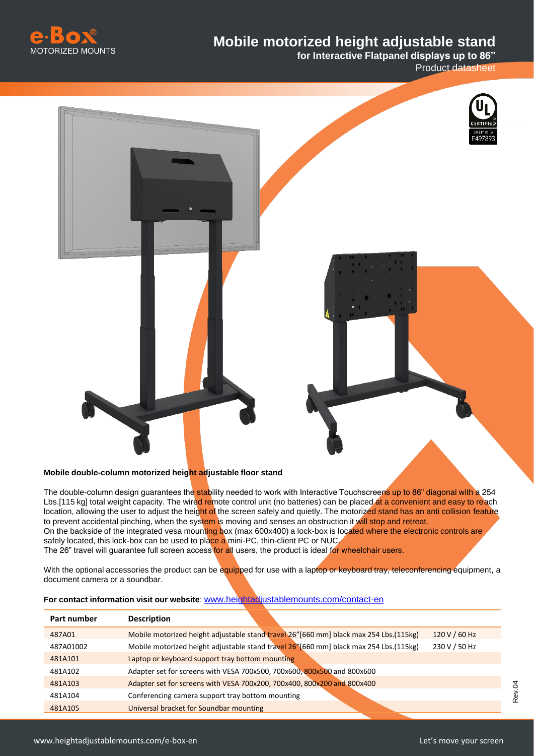# Mobile motorized height adjustable stand

**for Interactive Flatpanel displays up to 86"**

Product datasheet

**Mobile double-column motorized height adjustable floor stand**

The double-column design guarantees the stability needed to work with Interactive Touchscreens up to 86" diagonal with a 254 Lbs.[115 kg] total weight capacity. The wired remote control unit (no batteries) can be placed at a convenient and easy to reach location, allowing the user to adjust the height of the screen safely and quietly. The motorized stand has an anti collision feature to prevent accidental pinching, when the system is moving and senses an obstruction it will stop and retreat.
On the backside of the integrated vesa mounting box (max 600x400) a lock-box is located where the electronic controls are safely located, this lock-box can be used to place a mini-PC, thin-client PC or NUC.
The 26" travel will guarantee full screen access for all users, the product is ideal for wheelchair users.

With the optional accessories the product can be equipped for use with a laptop or keyboard tray, teleconferencing equipment, a document camera or a soundbar.

**For contact information visit our website**: www.heightadjustablemounts.com/contact-en

| Part number | Description | |
|---|---|---|
| 487A01 | Mobile motorized height adjustable stand travel 26"[660 mm] black max 254 Lbs.(115kg) | 120 V / 60 Hz |
| 487A01002 | Mobile motorized height adjustable stand travel 26"[660 mm] black max 254 Lbs.(115kg) | 230 V / 50 Hz |
| 481A101 | Laptop or keyboard support tray bottom mounting | |
| 481A102 | Adapter set for screens with VESA 700x500, 700x600, 800x500 and 800x600 | |
| 481A103 | Adapter set for screens with VESA 700x200, 700x400, 800x200 and 800x400 | |
| 481A104 | Conferencing camera support tray bottom mounting | |
| 481A105 | Universal bracket for Soundbar mounting | |

Rev.04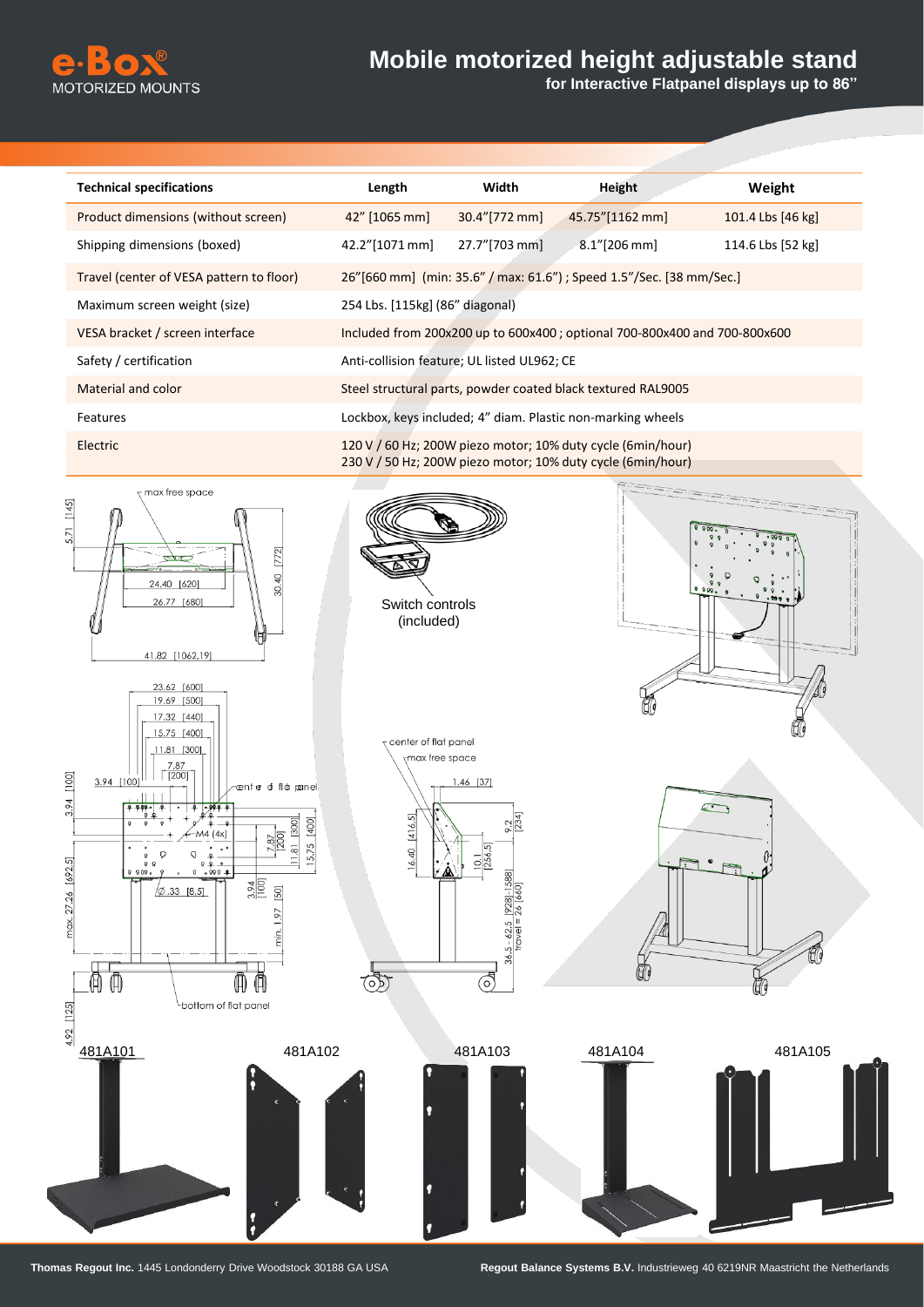# Mobile motorized height adjustable stand

**for Interactive Flatpanel displays up to 86"**

| Technical specifications | Length | Width | Height | Weight |
|---|---|---|---|---|
| Product dimensions (without screen) | 42" [1065 mm] | 30.4"[772 mm] | 45.75"[1162 mm] | 101.4 Lbs [46 kg] |
| Shipping dimensions (boxed) | 42.2"[1071 mm] | 27.7"[703 mm] | 8.1"[206 mm] | 114.6 Lbs [52 kg] |
| Travel (center of VESA pattern to floor) | 26"[660 mm] (min: 35.6" / max: 61.6") ; Speed 1.5"/Sec. [38 mm/Sec.] | | | |
| Maximum screen weight (size) | 254 Lbs. [115kg] (86" diagonal) | | | |
| VESA bracket / screen interface | Included from 200x200 up to 600x400 ; optional 700-800x400 and 700-800x600 | | | |
| Safety / certification | Anti-collision feature; UL listed UL962; CE | | | |
| Material and color | Steel structural parts, powder coated black textured RAL9005 | | | |
| Features | Lockbox, keys included; 4" diam. Plastic non-marking wheels | | | |
| Electric | 120 V / 60 Hz; 200W piezo motor; 10% duty cycle (6min/hour)<br>230 V / 50 Hz; 200W piezo motor; 10% duty cycle (6min/hour) | | | |

max free space
5.71 [145]
24.40 [620]
26.77 [680]
30.40 [772]
41.82 [1062,19]

Switch controls
(included)

23.62 [600]
19.69 [500]
17.32 [440]
15.75 [400]
11.81 [300]
7.87 [200]
3.94 [100]
center of flat panel
M4 (4x)
Ø .33 [8.5]
7.87 [200]
11.81 [300]
15.75 [400]
3.94 [100]
max. 27.26 [692.5]
min. 1.97 [50]
4.92 [125]
bottom of flat panel

center of flat panel
max free space
1.46 [37]
16.40 [416.5]
9.2 [234]
10.1 [256.5]
36.5 - 62.5 [928]-1588]
travel = 26 [660]

481A101

481A102

481A103

481A104

481A105

**Thomas Regout Inc.** 1445 Londonderry Drive Woodstock 30188 GA USA

**Regout Balance Systems B.V.** Industrieweg 40 6219NR Maastricht the Netherlands